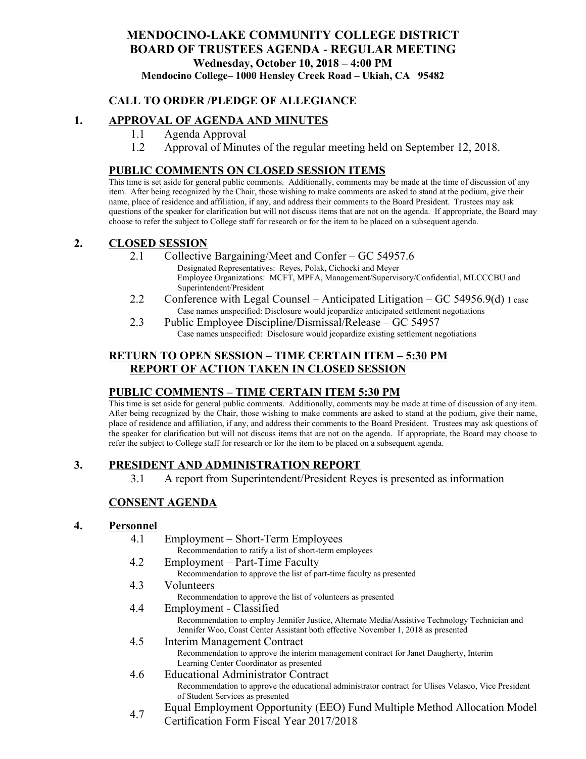# MENDOCINO-LAKE COMMUNITY COLLEGE DISTRICT
# BOARD OF TRUSTEES AGENDA - REGULAR MEETING
### Wednesday, October 10, 2018 – 4:00 PM
**Mendocino College– 1000 Hensley Creek Road – Ukiah, CA 95482**

## CALL TO ORDER /PLEDGE OF ALLEGIANCE

## 1. APPROVAL OF AGENDA AND MINUTES

1.1 Agenda Approval

1.2 Approval of Minutes of the regular meeting held on September 12, 2018.

## PUBLIC COMMENTS ON CLOSED SESSION ITEMS

This time is set aside for general public comments. Additionally, comments may be made at the time of discussion of any item. After being recognized by the Chair, those wishing to make comments are asked to stand at the podium, give their name, place of residence and affiliation, if any, and address their comments to the Board President. Trustees may ask questions of the speaker for clarification but will not discuss items that are not on the agenda. If appropriate, the Board may choose to refer the subject to College staff for research or for the item to be placed on a subsequent agenda.

## 2. CLOSED SESSION

2.1 Collective Bargaining/Meet and Confer – GC 54957.6
Designated Representatives: Reyes, Polak, Cichocki and Meyer
Employee Organizations: MCFT, MPFA, Management/Supervisory/Confidential, MLCCCBU and Superintendent/President

2.2 Conference with Legal Counsel – Anticipated Litigation – GC 54956.9(d) 1 case
Case names unspecified: Disclosure would jeopardize anticipated settlement negotiations

2.3 Public Employee Discipline/Dismissal/Release – GC 54957
Case names unspecified: Disclosure would jeopardize existing settlement negotiations

## RETURN TO OPEN SESSION – TIME CERTAIN ITEM – 5:30 PM
## REPORT OF ACTION TAKEN IN CLOSED SESSION

## PUBLIC COMMENTS – TIME CERTAIN ITEM 5:30 PM

This time is set aside for general public comments. Additionally, comments may be made at time of discussion of any item. After being recognized by the Chair, those wishing to make comments are asked to stand at the podium, give their name, place of residence and affiliation, if any, and address their comments to the Board President. Trustees may ask questions of the speaker for clarification but will not discuss items that are not on the agenda. If appropriate, the Board may choose to refer the subject to College staff for research or for the item to be placed on a subsequent agenda.

## 3. PRESIDENT AND ADMINISTRATION REPORT

3.1 A report from Superintendent/President Reyes is presented as information

## CONSENT AGENDA

## 4. Personnel

4.1 Employment – Short-Term Employees
Recommendation to ratify a list of short-term employees

4.2 Employment – Part-Time Faculty
Recommendation to approve the list of part-time faculty as presented

4.3 Volunteers
Recommendation to approve the list of volunteers as presented

4.4 Employment - Classified
Recommendation to employ Jennifer Justice, Alternate Media/Assistive Technology Technician and Jennifer Woo, Coast Center Assistant both effective November 1, 2018 as presented

4.5 Interim Management Contract
Recommendation to approve the interim management contract for Janet Daugherty, Interim Learning Center Coordinator as presented

4.6 Educational Administrator Contract
Recommendation to approve the educational administrator contract for Ulises Velasco, Vice President of Student Services as presented

4.7 Equal Employment Opportunity (EEO) Fund Multiple Method Allocation Model Certification Form Fiscal Year 2017/2018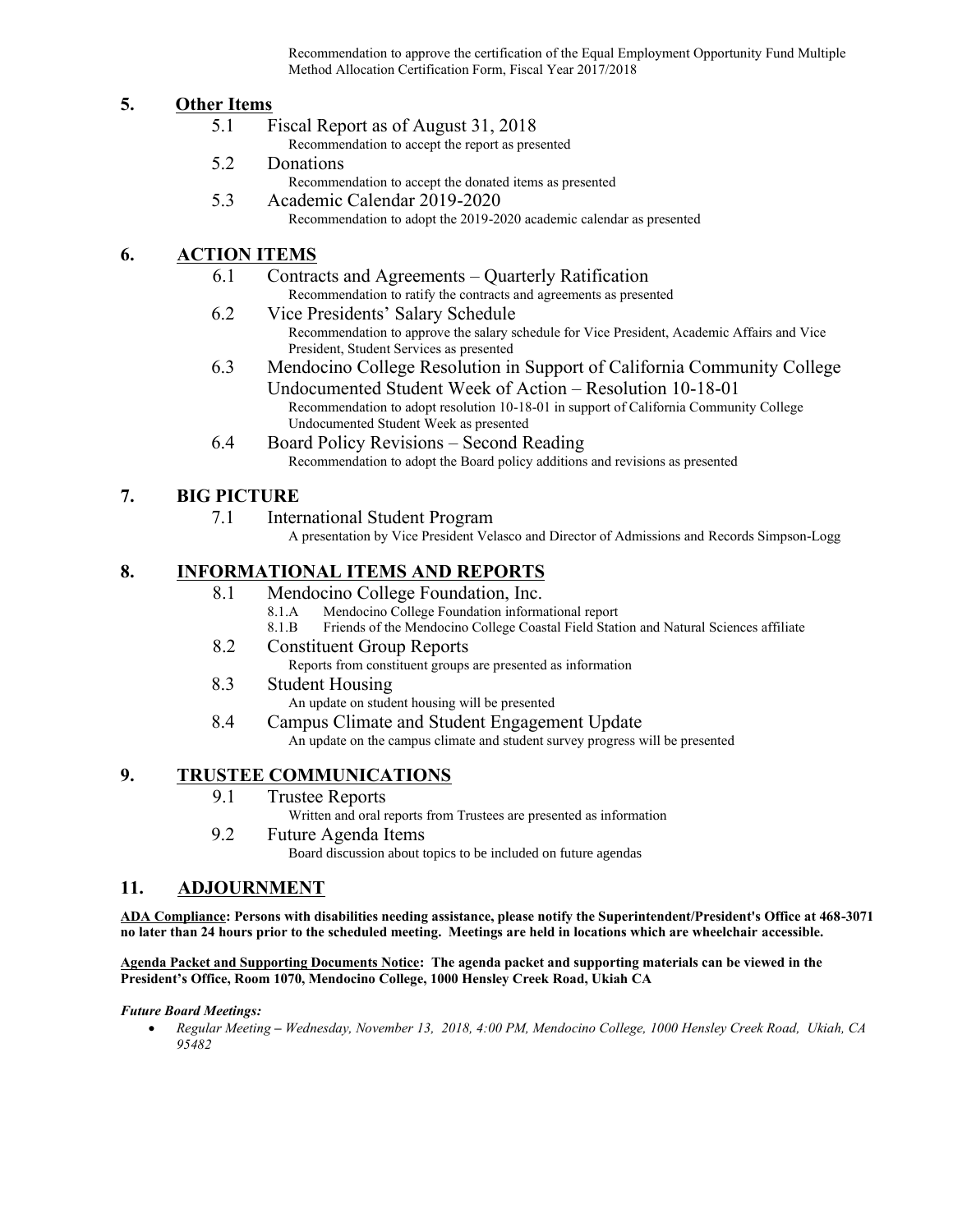Recommendation to approve the certification of the Equal Employment Opportunity Fund Multiple Method Allocation Certification Form, Fiscal Year 2017/2018

## 5. Other Items

- 5.1 Fiscal Report as of August 31, 2018
  Recommendation to accept the report as presented
- 5.2 Donations
  Recommendation to accept the donated items as presented
- 5.3 Academic Calendar 2019-2020
  Recommendation to adopt the 2019-2020 academic calendar as presented

## 6. ACTION ITEMS

- 6.1 Contracts and Agreements – Quarterly Ratification
  Recommendation to ratify the contracts and agreements as presented
- 6.2 Vice Presidents' Salary Schedule
  Recommendation to approve the salary schedule for Vice President, Academic Affairs and Vice President, Student Services as presented
- 6.3 Mendocino College Resolution in Support of California Community College Undocumented Student Week of Action – Resolution 10-18-01
  Recommendation to adopt resolution 10-18-01 in support of California Community College Undocumented Student Week as presented
- 6.4 Board Policy Revisions – Second Reading
  Recommendation to adopt the Board policy additions and revisions as presented

## 7. BIG PICTURE

- 7.1 International Student Program
  A presentation by Vice President Velasco and Director of Admissions and Records Simpson-Logg

## 8. INFORMATIONAL ITEMS AND REPORTS

- 8.1 Mendocino College Foundation, Inc.
  - 8.1.A Mendocino College Foundation informational report
  - 8.1.B Friends of the Mendocino College Coastal Field Station and Natural Sciences affiliate
- 8.2 Constituent Group Reports
  Reports from constituent groups are presented as information
- 8.3 Student Housing
  An update on student housing will be presented
- 8.4 Campus Climate and Student Engagement Update
  An update on the campus climate and student survey progress will be presented

## 9. TRUSTEE COMMUNICATIONS

- 9.1 Trustee Reports
  Written and oral reports from Trustees are presented as information
- 9.2 Future Agenda Items
  Board discussion about topics to be included on future agendas

## 11. ADJOURNMENT

**ADA Compliance: Persons with disabilities needing assistance, please notify the Superintendent/President's Office at 468-3071 no later than 24 hours prior to the scheduled meeting. Meetings are held in locations which are wheelchair accessible.**

**Agenda Packet and Supporting Documents Notice: The agenda packet and supporting materials can be viewed in the President's Office, Room 1070, Mendocino College, 1000 Hensley Creek Road, Ukiah CA**

***Future Board Meetings:***

- *Regular Meeting – Wednesday, November 13, 2018, 4:00 PM, Mendocino College, 1000 Hensley Creek Road, Ukiah, CA 95482*